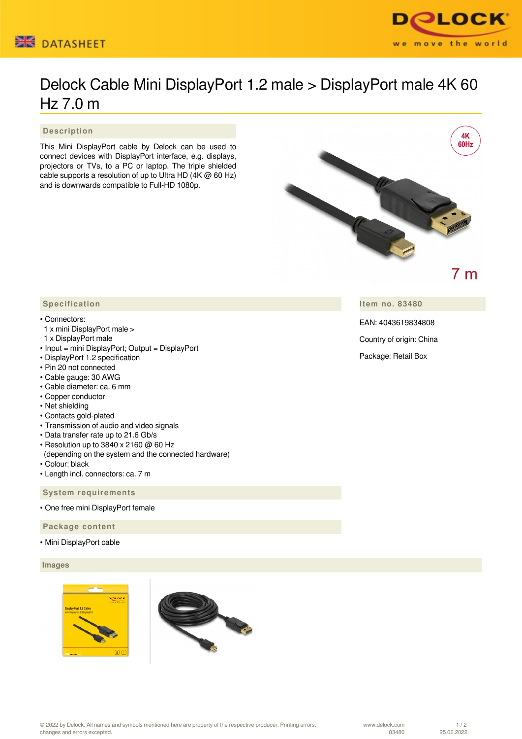DATASHEET

# Delock Cable Mini DisplayPort 1.2 male > DisplayPort male 4K 60 Hz 7.0 m

## Description

This Mini DisplayPort cable by Delock can be used to connect devices with DisplayPort interface, e.g. displays, projectors or TVs, to a PC or laptop. The triple shielded cable supports a resolution of up to Ultra HD (4K @ 60 Hz) and is downwards compatible to Full-HD 1080p.

## Specification

- Connectors:
  1 x mini DisplayPort male >
  1 x DisplayPort male
- Input = mini DisplayPort; Output = DisplayPort
- DisplayPort 1.2 specification
- Pin 20 not connected
- Cable gauge: 30 AWG
- Cable diameter: ca. 6 mm
- Copper conductor
- Net shielding
- Contacts gold-plated
- Transmission of audio and video signals
- Data transfer rate up to 21.6 Gb/s
- Resolution up to 3840 x 2160 @ 60 Hz
  (depending on the system and the connected hardware)
- Colour: black
- Length incl. connectors: ca. 7 m

## System requirements

- One free mini DisplayPort female

## Package content

- Mini DisplayPort cable

## Item no. 83480

EAN: 4043619834808

Country of origin: China

Package: Retail Box

## Images

© 2022 by Delock. All names and symbols mentioned here are property of the respective producer. Printing errors, changes and errors excepted.

www.delock.com
83480

25.06.2022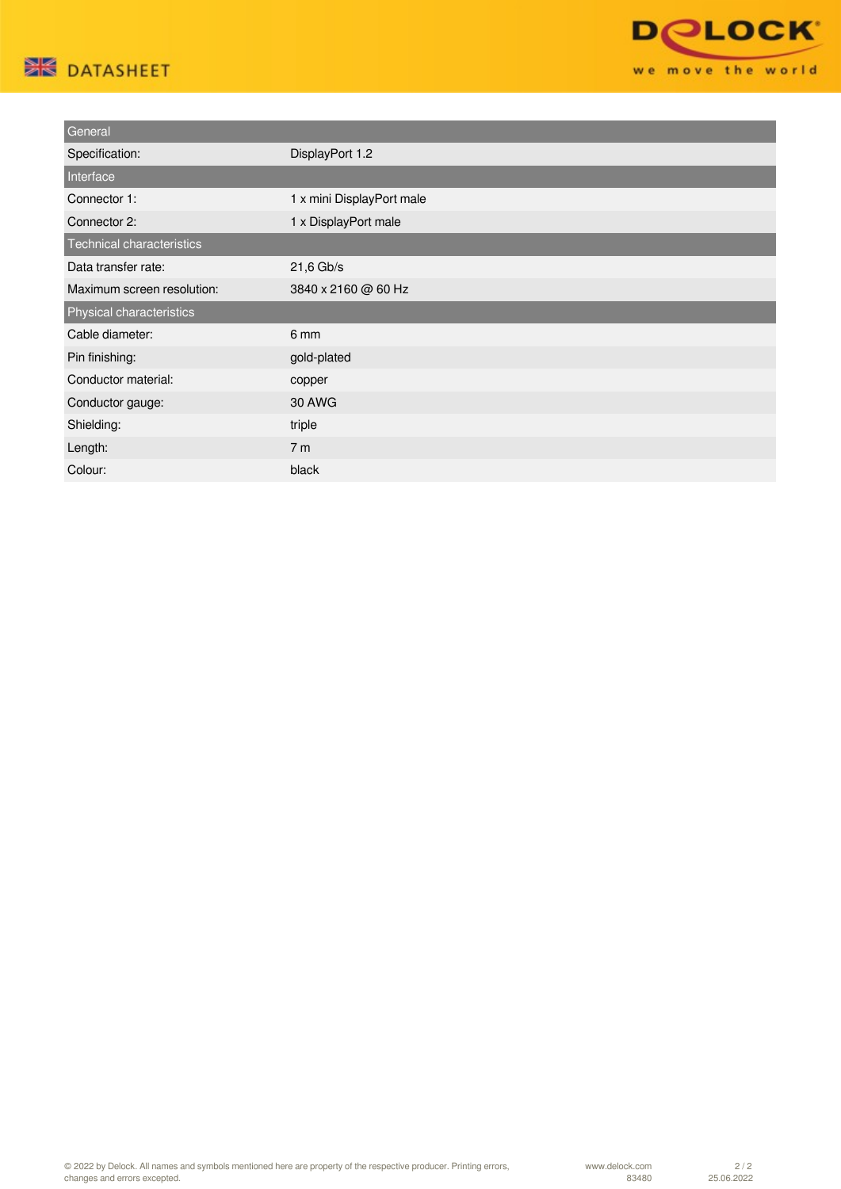| | |
|---|---|
| **General** | |
| Specification: | DisplayPort 1.2 |
| **Interface** | |
| Connector 1: | 1 x mini DisplayPort male |
| Connector 2: | 1 x DisplayPort male |
| **Technical characteristics** | |
| Data transfer rate: | 21,6 Gb/s |
| Maximum screen resolution: | 3840 x 2160 @ 60 Hz |
| **Physical characteristics** | |
| Cable diameter: | 6 mm |
| Pin finishing: | gold-plated |
| Conductor material: | copper |
| Conductor gauge: | 30 AWG |
| Shielding: | triple |
| Length: | 7 m |
| Colour: | black |

© 2022 by Delock. All names and symbols mentioned here are property of the respective producer. Printing errors, changes and errors excepted.

www.delock.com
83480
25.06.2022